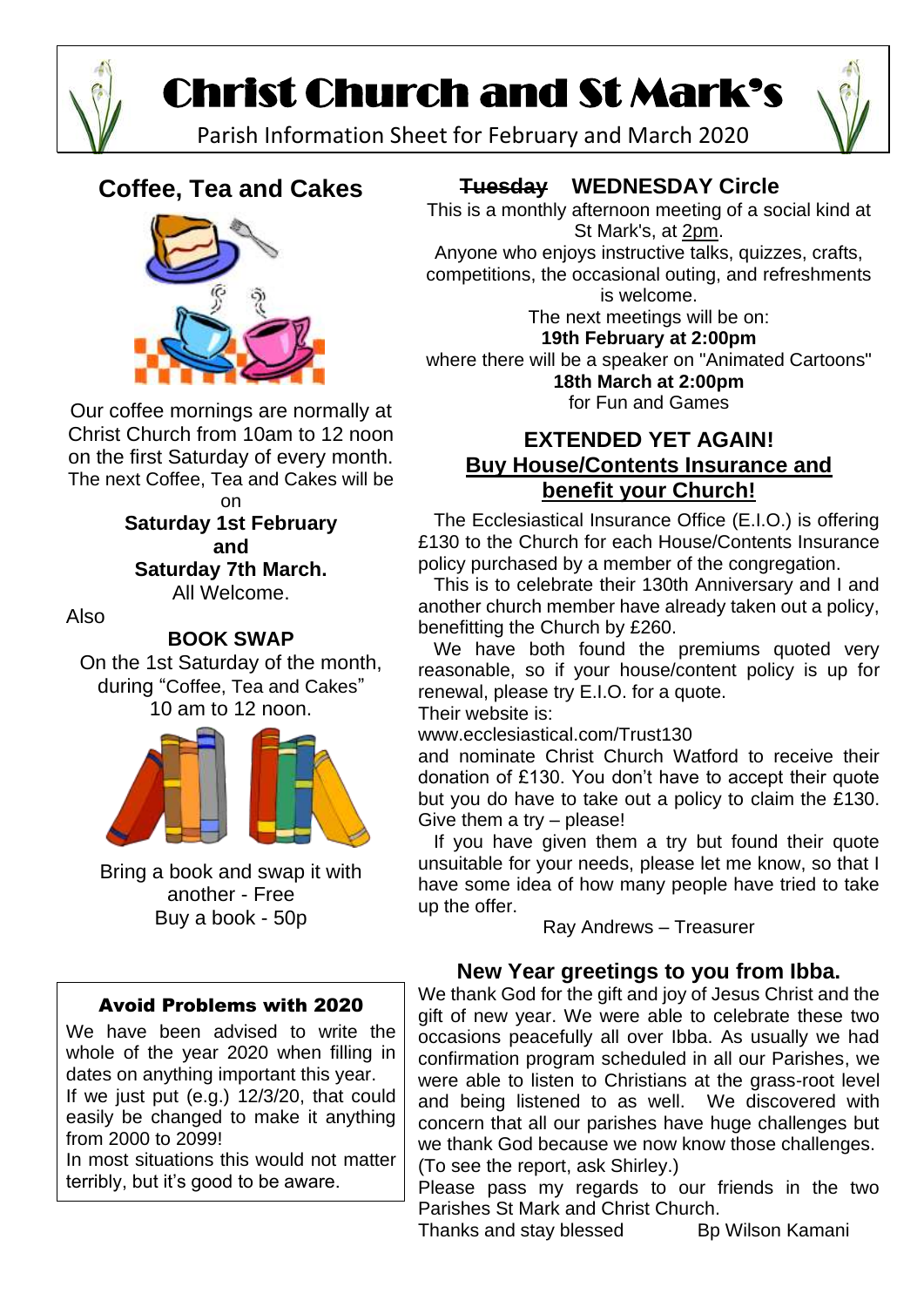# Christ Church and St Mark's

Parish Information Sheet for February and March 2020

## Coffee, Tea and Cakes

Our coffee mornings are normally at Christ Church from 10am to 12 noon on the first Saturday of every month. The next Coffee, Tea and Cakes will be on

**Saturday 1st February**
**and**
**Saturday 7th March.**
All Welcome.

Also

### BOOK SWAP

On the 1st Saturday of the month, during "Coffee, Tea and Cakes" 10 am to 12 noon.

Bring a book and swap it with another - Free
Buy a book - 50p

### Avoid Problems with 2020

We have been advised to write the whole of the year 2020 when filling in dates on anything important this year.
If we just put (e.g.) 12/3/20, that could easily be changed to make it anything from 2000 to 2099!
In most situations this would not matter terribly, but it's good to be aware.

## ~~Tuesday~~ WEDNESDAY Circle

This is a monthly afternoon meeting of a social kind at St Mark's, at 2pm.
Anyone who enjoys instructive talks, quizzes, crafts, competitions, the occasional outing, and refreshments is welcome.
The next meetings will be on:
**19th February at 2:00pm**
where there will be a speaker on "Animated Cartoons"
**18th March at 2:00pm**
for Fun and Games

## EXTENDED YET AGAIN!
## Buy House/Contents Insurance and benefit your Church!

The Ecclesiastical Insurance Office (E.I.O.) is offering £130 to the Church for each House/Contents Insurance policy purchased by a member of the congregation.

This is to celebrate their 130th Anniversary and I and another church member have already taken out a policy, benefitting the Church by £260.

We have both found the premiums quoted very reasonable, so if your house/content policy is up for renewal, please try E.I.O. for a quote.
Their website is:
www.ecclesiastical.com/Trust130
and nominate Christ Church Watford to receive their donation of £130. You don't have to accept their quote but you do have to take out a policy to claim the £130. Give them a try – please!

If you have given them a try but found their quote unsuitable for your needs, please let me know, so that I have some idea of how many people have tried to take up the offer.

Ray Andrews – Treasurer

## New Year greetings to you from Ibba.

We thank God for the gift and joy of Jesus Christ and the gift of new year. We were able to celebrate these two occasions peacefully all over Ibba. As usually we had confirmation program scheduled in all our Parishes, we were able to listen to Christians at the grass-root level and being listened to as well. We discovered with concern that all our parishes have huge challenges but we thank God because we now know those challenges. (To see the report, ask Shirley.)
Please pass my regards to our friends in the two Parishes St Mark and Christ Church.
Thanks and stay blessed Bp Wilson Kamani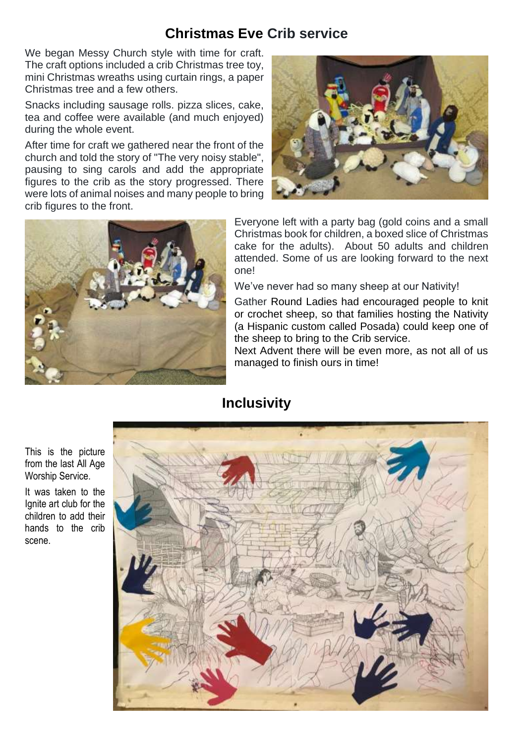## Christmas Eve Crib service

We began Messy Church style with time for craft. The craft options included a crib Christmas tree toy, mini Christmas wreaths using curtain rings, a paper Christmas tree and a few others.

Snacks including sausage rolls. pizza slices, cake, tea and coffee were available (and much enjoyed) during the whole event.

After time for craft we gathered near the front of the church and told the story of "The very noisy stable", pausing to sing carols and add the appropriate figures to the crib as the story progressed. There were lots of animal noises and many people to bring crib figures to the front.

Everyone left with a party bag (gold coins and a small Christmas book for children, a boxed slice of Christmas cake for the adults). About 50 adults and children attended. Some of us are looking forward to the next one!

We've never had so many sheep at our Nativity!

Gather Round Ladies had encouraged people to knit or crochet sheep, so that families hosting the Nativity (a Hispanic custom called Posada) could keep one of the sheep to bring to the Crib service.

Next Advent there will be even more, as not all of us managed to finish ours in time!

## Inclusivity

This is the picture from the last All Age Worship Service.

It was taken to the Ignite art club for the children to add their hands to the crib scene.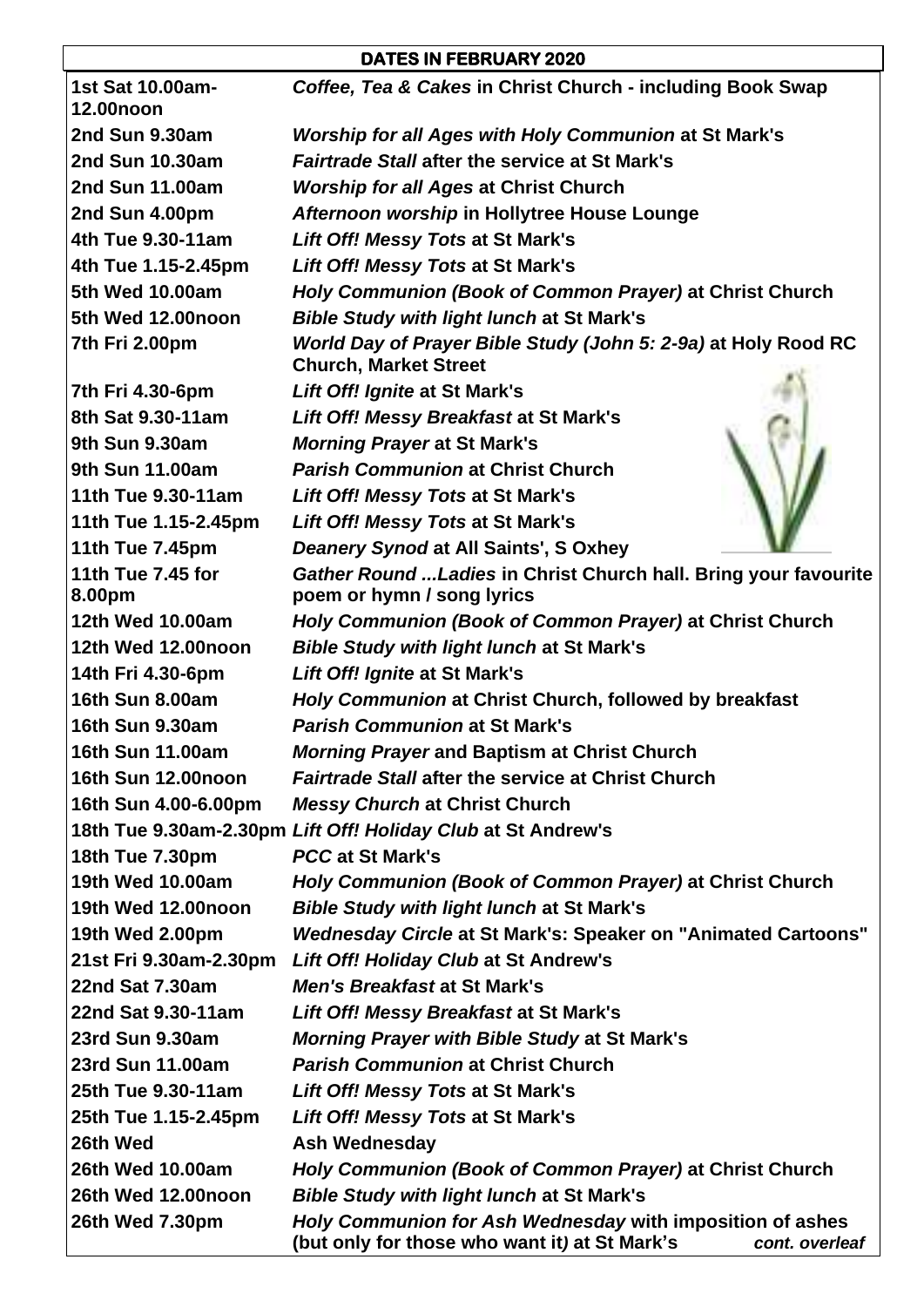| DATES IN FEBRUARY 2020 | |
|---|---|
| **1st Sat 10.00am-12.00noon** | ***Coffee, Tea & Cakes*** **in Christ Church - including Book Swap** |
| **2nd Sun 9.30am** | ***Worship for all Ages with Holy Communion*** **at St Mark's** |
| **2nd Sun 10.30am** | ***Fairtrade Stall*** **after the service at St Mark's** |
| **2nd Sun 11.00am** | ***Worship for all Ages*** **at Christ Church** |
| **2nd Sun 4.00pm** | ***Afternoon worship*** **in Hollytree House Lounge** |
| **4th Tue 9.30-11am** | ***Lift Off! Messy Tots*** **at St Mark's** |
| **4th Tue 1.15-2.45pm** | ***Lift Off! Messy Tots*** **at St Mark's** |
| **5th Wed 10.00am** | ***Holy Communion (Book of Common Prayer)*** **at Christ Church** |
| **5th Wed 12.00noon** | ***Bible Study with light lunch*** **at St Mark's** |
| **7th Fri 2.00pm** | ***World Day of Prayer Bible Study (John 5: 2-9a)*** **at Holy Rood RC Church, Market Street** |
| **7th Fri 4.30-6pm** | ***Lift Off! Ignite*** **at St Mark's** |
| **8th Sat 9.30-11am** | ***Lift Off! Messy Breakfast*** **at St Mark's** |
| **9th Sun 9.30am** | ***Morning Prayer*** **at St Mark's** |
| **9th Sun 11.00am** | ***Parish Communion*** **at Christ Church** |
| **11th Tue 9.30-11am** | ***Lift Off! Messy Tots*** **at St Mark's** |
| **11th Tue 1.15-2.45pm** | ***Lift Off! Messy Tots*** **at St Mark's** |
| **11th Tue 7.45pm** | ***Deanery Synod*** **at All Saints', S Oxhey** |
| **11th Tue 7.45 for 8.00pm** | ***Gather Round ...Ladies*** **in Christ Church hall. Bring your favourite poem or hymn / song lyrics** |
| **12th Wed 10.00am** | ***Holy Communion (Book of Common Prayer)*** **at Christ Church** |
| **12th Wed 12.00noon** | ***Bible Study with light lunch*** **at St Mark's** |
| **14th Fri 4.30-6pm** | ***Lift Off! Ignite*** **at St Mark's** |
| **16th Sun 8.00am** | ***Holy Communion*** **at Christ Church, followed by breakfast** |
| **16th Sun 9.30am** | ***Parish Communion*** **at St Mark's** |
| **16th Sun 11.00am** | ***Morning Prayer*** **and Baptism at Christ Church** |
| **16th Sun 12.00noon** | ***Fairtrade Stall*** **after the service at Christ Church** |
| **16th Sun 4.00-6.00pm** | ***Messy Church*** **at Christ Church** |
| **18th Tue 9.30am-2.30pm** | ***Lift Off! Holiday Club*** **at St Andrew's** |
| **18th Tue 7.30pm** | ***PCC*** **at St Mark's** |
| **19th Wed 10.00am** | ***Holy Communion (Book of Common Prayer)*** **at Christ Church** |
| **19th Wed 12.00noon** | ***Bible Study with light lunch*** **at St Mark's** |
| **19th Wed 2.00pm** | ***Wednesday Circle*** **at St Mark's: Speaker on "Animated Cartoons"** |
| **21st Fri 9.30am-2.30pm** | ***Lift Off! Holiday Club*** **at St Andrew's** |
| **22nd Sat 7.30am** | ***Men's Breakfast*** **at St Mark's** |
| **22nd Sat 9.30-11am** | ***Lift Off! Messy Breakfast*** **at St Mark's** |
| **23rd Sun 9.30am** | ***Morning Prayer with Bible Study*** **at St Mark's** |
| **23rd Sun 11.00am** | ***Parish Communion*** **at Christ Church** |
| **25th Tue 9.30-11am** | ***Lift Off! Messy Tots*** **at St Mark's** |
| **25th Tue 1.15-2.45pm** | ***Lift Off! Messy Tots*** **at St Mark's** |
| **26th Wed** | **Ash Wednesday** |
| **26th Wed 10.00am** | ***Holy Communion (Book of Common Prayer)*** **at Christ Church** |
| **26th Wed 12.00noon** | ***Bible Study with light lunch*** **at St Mark's** |
| **26th Wed 7.30pm** | ***Holy Communion for Ash Wednesday*** **with imposition of ashes (but only for those who want it) at St Mark's** ***cont. overleaf*** |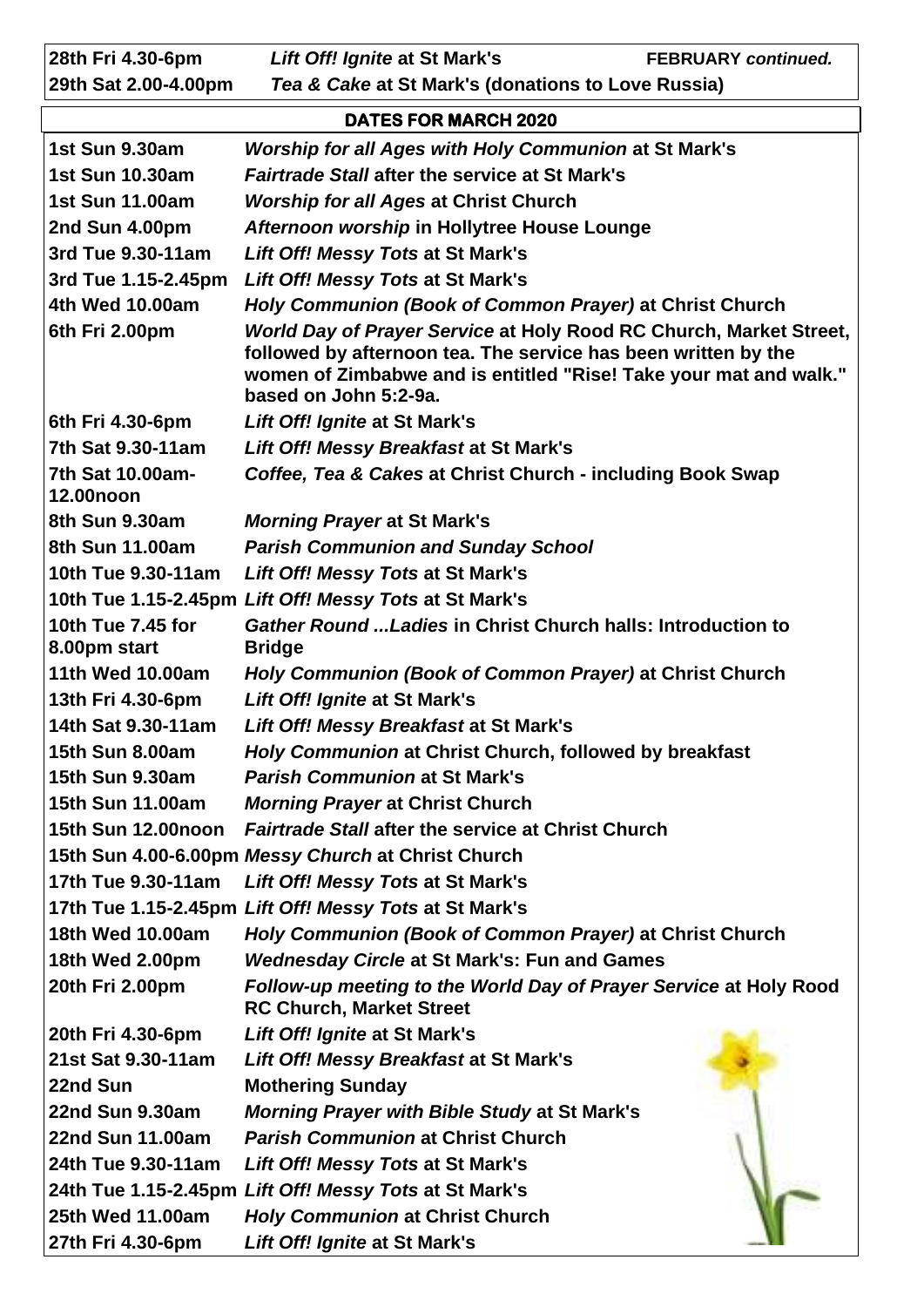| | | |
|---|---|---|
| **28th Fri 4.30-6pm** | ***Lift Off! Ignite* at St Mark's** | **FEBRUARY *continued.*** |
| **29th Sat 2.00-4.00pm** | ***Tea & Cake* at St Mark's (donations to Love Russia)** | |

## DATES FOR MARCH 2020

| | |
|---|---|
| **1st Sun 9.30am** | ***Worship for all Ages with Holy Communion* at St Mark's** |
| **1st Sun 10.30am** | ***Fairtrade Stall* after the service at St Mark's** |
| **1st Sun 11.00am** | ***Worship for all Ages* at Christ Church** |
| **2nd Sun 4.00pm** | ***Afternoon worship* in Hollytree House Lounge** |
| **3rd Tue 9.30-11am** | ***Lift Off! Messy Tots* at St Mark's** |
| **3rd Tue 1.15-2.45pm** | ***Lift Off! Messy Tots* at St Mark's** |
| **4th Wed 10.00am** | ***Holy Communion (Book of Common Prayer)* at Christ Church** |
| **6th Fri 2.00pm** | ***World Day of Prayer Service* at Holy Rood RC Church, Market Street, followed by afternoon tea. The service has been written by the women of Zimbabwe and is entitled "Rise! Take your mat and walk." based on John 5:2-9a.** |
| **6th Fri 4.30-6pm** | ***Lift Off! Ignite* at St Mark's** |
| **7th Sat 9.30-11am** | ***Lift Off! Messy Breakfast* at St Mark's** |
| **7th Sat 10.00am-12.00noon** | ***Coffee, Tea & Cakes* at Christ Church - including Book Swap** |
| **8th Sun 9.30am** | ***Morning Prayer* at St Mark's** |
| **8th Sun 11.00am** | ***Parish Communion and Sunday School*** |
| **10th Tue 9.30-11am** | ***Lift Off! Messy Tots* at St Mark's** |
| **10th Tue 1.15-2.45pm** | ***Lift Off! Messy Tots* at St Mark's** |
| **10th Tue 7.45 for 8.00pm start** | ***Gather Round ...Ladies* in Christ Church halls: Introduction to Bridge** |
| **11th Wed 10.00am** | ***Holy Communion (Book of Common Prayer)* at Christ Church** |
| **13th Fri 4.30-6pm** | ***Lift Off! Ignite* at St Mark's** |
| **14th Sat 9.30-11am** | ***Lift Off! Messy Breakfast* at St Mark's** |
| **15th Sun 8.00am** | ***Holy Communion* at Christ Church, followed by breakfast** |
| **15th Sun 9.30am** | ***Parish Communion* at St Mark's** |
| **15th Sun 11.00am** | ***Morning Prayer* at Christ Church** |
| **15th Sun 12.00noon** | ***Fairtrade Stall* after the service at Christ Church** |
| **15th Sun 4.00-6.00pm** | ***Messy Church* at Christ Church** |
| **17th Tue 9.30-11am** | ***Lift Off! Messy Tots* at St Mark's** |
| **17th Tue 1.15-2.45pm** | ***Lift Off! Messy Tots* at St Mark's** |
| **18th Wed 10.00am** | ***Holy Communion (Book of Common Prayer)* at Christ Church** |
| **18th Wed 2.00pm** | ***Wednesday Circle* at St Mark's: Fun and Games** |
| **20th Fri 2.00pm** | ***Follow-up meeting to the World Day of Prayer Service* at Holy Rood RC Church, Market Street** |
| **20th Fri 4.30-6pm** | ***Lift Off! Ignite* at St Mark's** |
| **21st Sat 9.30-11am** | ***Lift Off! Messy Breakfast* at St Mark's** |
| **22nd Sun** | **Mothering Sunday** |
| **22nd Sun 9.30am** | ***Morning Prayer with Bible Study* at St Mark's** |
| **22nd Sun 11.00am** | ***Parish Communion* at Christ Church** |
| **24th Tue 9.30-11am** | ***Lift Off! Messy Tots* at St Mark's** |
| **24th Tue 1.15-2.45pm** | ***Lift Off! Messy Tots* at St Mark's** |
| **25th Wed 11.00am** | ***Holy Communion* at Christ Church** |
| **27th Fri 4.30-6pm** | ***Lift Off! Ignite* at St Mark's** |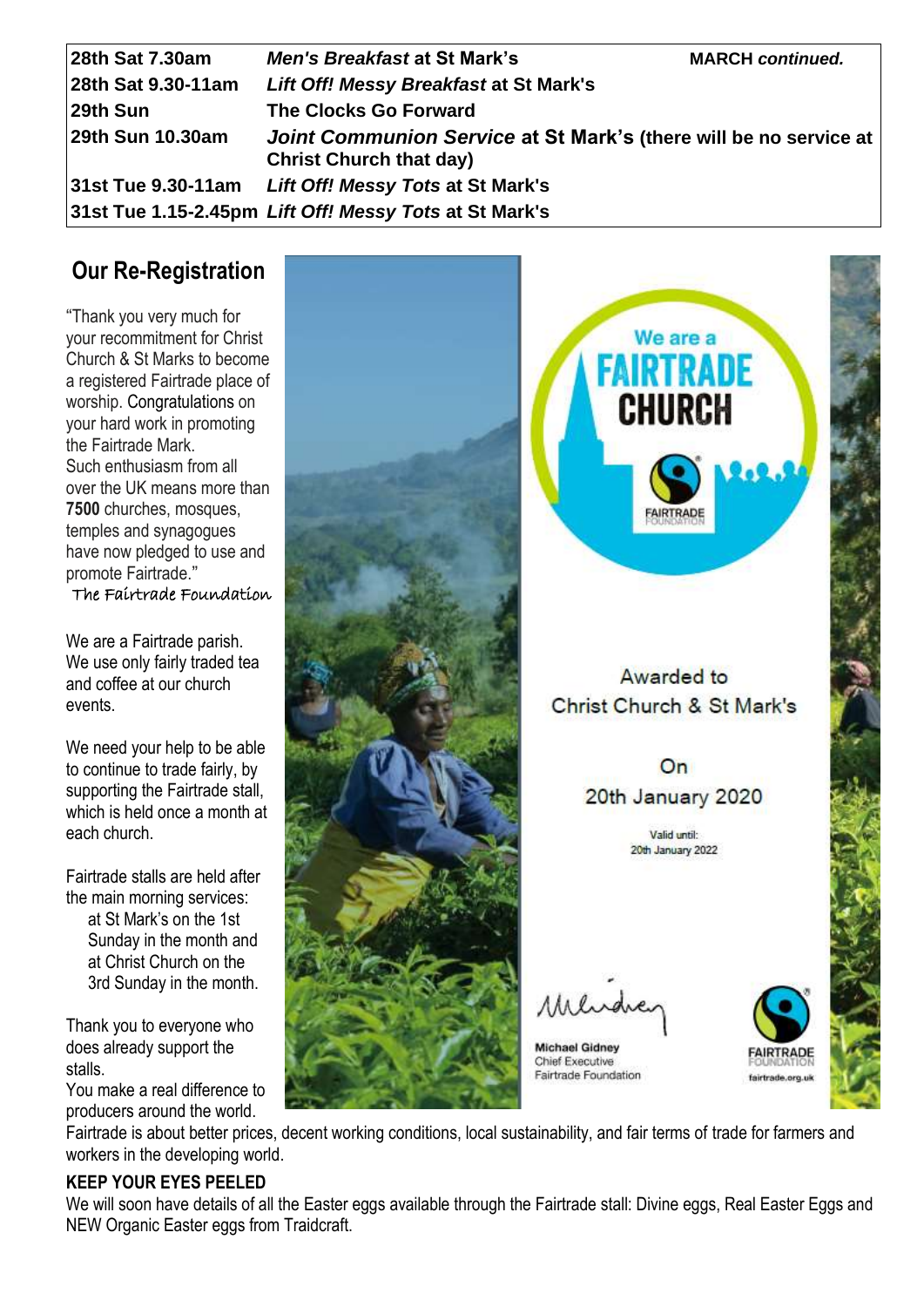| | | |
|---|---|---|
| 28th Sat 7.30am | ***Men's Breakfast*** **at St Mark's** | **MARCH** ***continued.*** |
| 28th Sat 9.30-11am | ***Lift Off! Messy Breakfast*** **at St Mark's** | |
| 29th Sun | **The Clocks Go Forward** | |
| 29th Sun 10.30am | ***Joint Communion Service*** **at St Mark's (there will be no service at Christ Church that day)** | |
| 31st Tue 9.30-11am | ***Lift Off! Messy Tots*** **at St Mark's** | |
| 31st Tue 1.15-2.45pm | ***Lift Off! Messy Tots*** **at St Mark's** | |

## Our Re-Registration

"Thank you very much for your recommitment for Christ Church & St Marks to become a registered Fairtrade place of worship. Congratulations on your hard work in promoting the Fairtrade Mark. Such enthusiasm from all over the UK means more than **7500** churches, mosques, temples and synagogues have now pledged to use and promote Fairtrade."
*The Fairtrade Foundation*

We are a Fairtrade parish. We use only fairly traded tea and coffee at our church events.

We need your help to be able to continue to trade fairly, by supporting the Fairtrade stall, which is held once a month at each church.

Fairtrade stalls are held after the main morning services:
- at St Mark's on the 1st Sunday in the month and
- at Christ Church on the 3rd Sunday in the month.

We are a FAIRTRADE CHURCH

FAIRTRADE FOUNDATION

Awarded to Christ Church & St Mark's

On 20th January 2020

Valid until: 20th January 2022

Michael Gidney
Chief Executive
Fairtrade Foundation

FAIRTRADE FOUNDATION
fairtrade.org.uk

Thank you to everyone who does already support the stalls.
You make a real difference to producers around the world.
Fairtrade is about better prices, decent working conditions, local sustainability, and fair terms of trade for farmers and workers in the developing world.

**KEEP YOUR EYES PEELED**

We will soon have details of all the Easter eggs available through the Fairtrade stall: Divine eggs, Real Easter Eggs and NEW Organic Easter eggs from Traidcraft.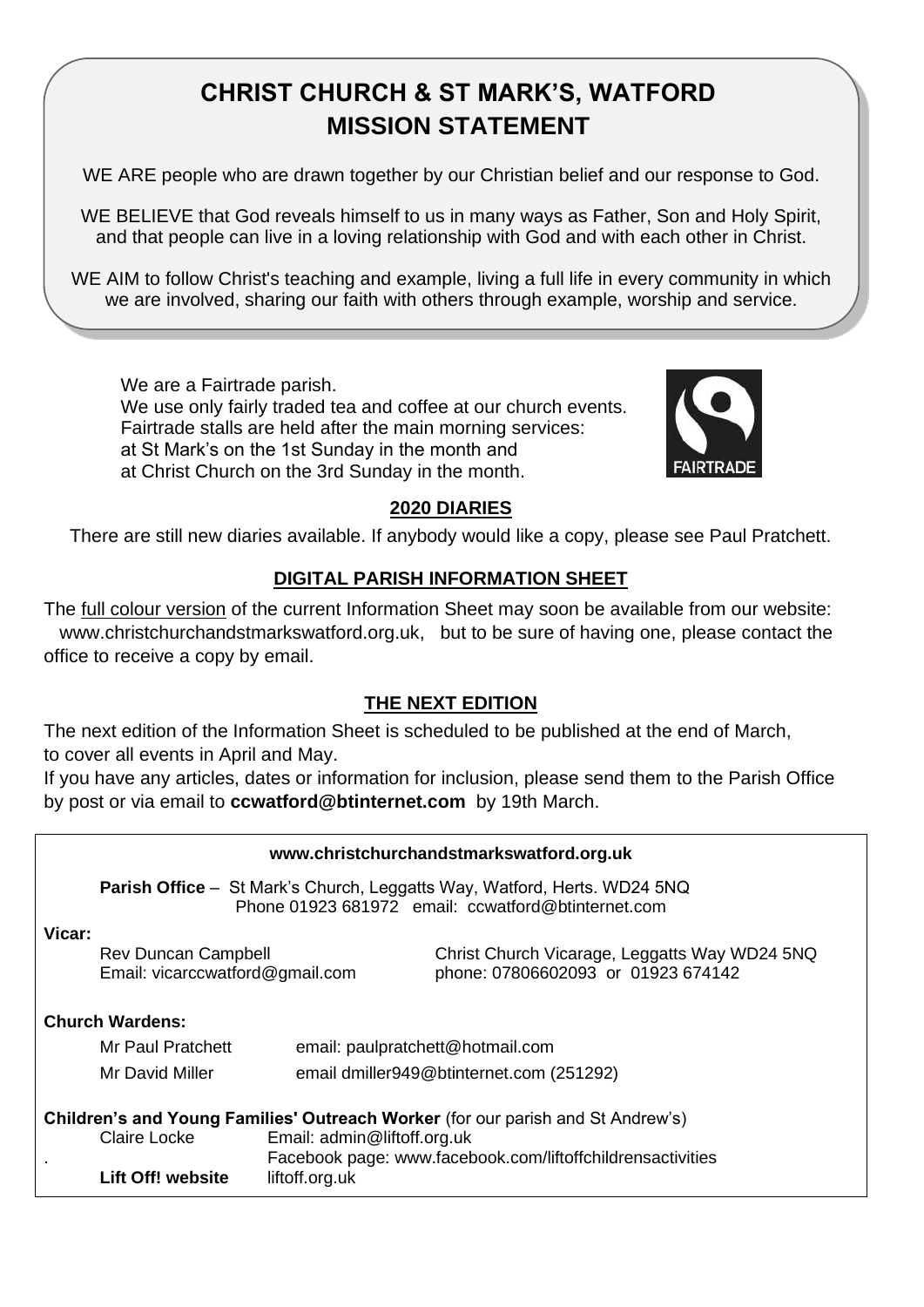# CHRIST CHURCH & ST MARK'S, WATFORD
## MISSION STATEMENT

WE ARE people who are drawn together by our Christian belief and our response to God.

WE BELIEVE that God reveals himself to us in many ways as Father, Son and Holy Spirit, and that people can live in a loving relationship with God and with each other in Christ.

WE AIM to follow Christ's teaching and example, living a full life in every community in which we are involved, sharing our faith with others through example, worship and service.

We are a Fairtrade parish.
We use only fairly traded tea and coffee at our church events.
Fairtrade stalls are held after the main morning services:
at St Mark's on the 1st Sunday in the month and
at Christ Church on the 3rd Sunday in the month.

FAIRTRADE

### 2020 DIARIES

There are still new diaries available. If anybody would like a copy, please see Paul Pratchett.

### DIGITAL PARISH INFORMATION SHEET

The full colour version of the current Information Sheet may soon be available from our website: www.christchurchandstmarkswatford.org.uk, but to be sure of having one, please contact the office to receive a copy by email.

### THE NEXT EDITION

The next edition of the Information Sheet is scheduled to be published at the end of March, to cover all events in April and May.
If you have any articles, dates or information for inclusion, please send them to the Parish Office by post or via email to **ccwatford@btinternet.com** by 19th March.

**www.christchurchandstmarkswatford.org.uk**

**Parish Office** – St Mark's Church, Leggatts Way, Watford, Herts. WD24 5NQ
Phone 01923 681972 email: ccwatford@btinternet.com

**Vicar:**

Rev Duncan Campbell — Christ Church Vicarage, Leggatts Way WD24 5NQ
Email: vicarccwatford@gmail.com — phone: 07806602093 or 01923 674142

**Church Wardens:**

Mr Paul Pratchett — email: paulpratchett@hotmail.com
Mr David Miller — email dmiller949@btinternet.com (251292)

**Children's and Young Families' Outreach Worker** (for our parish and St Andrew's)
Claire Locke — Email: admin@liftoff.org.uk
Facebook page: www.facebook.com/liftoffchildrensactivities
**Lift Off! website** — liftoff.org.uk